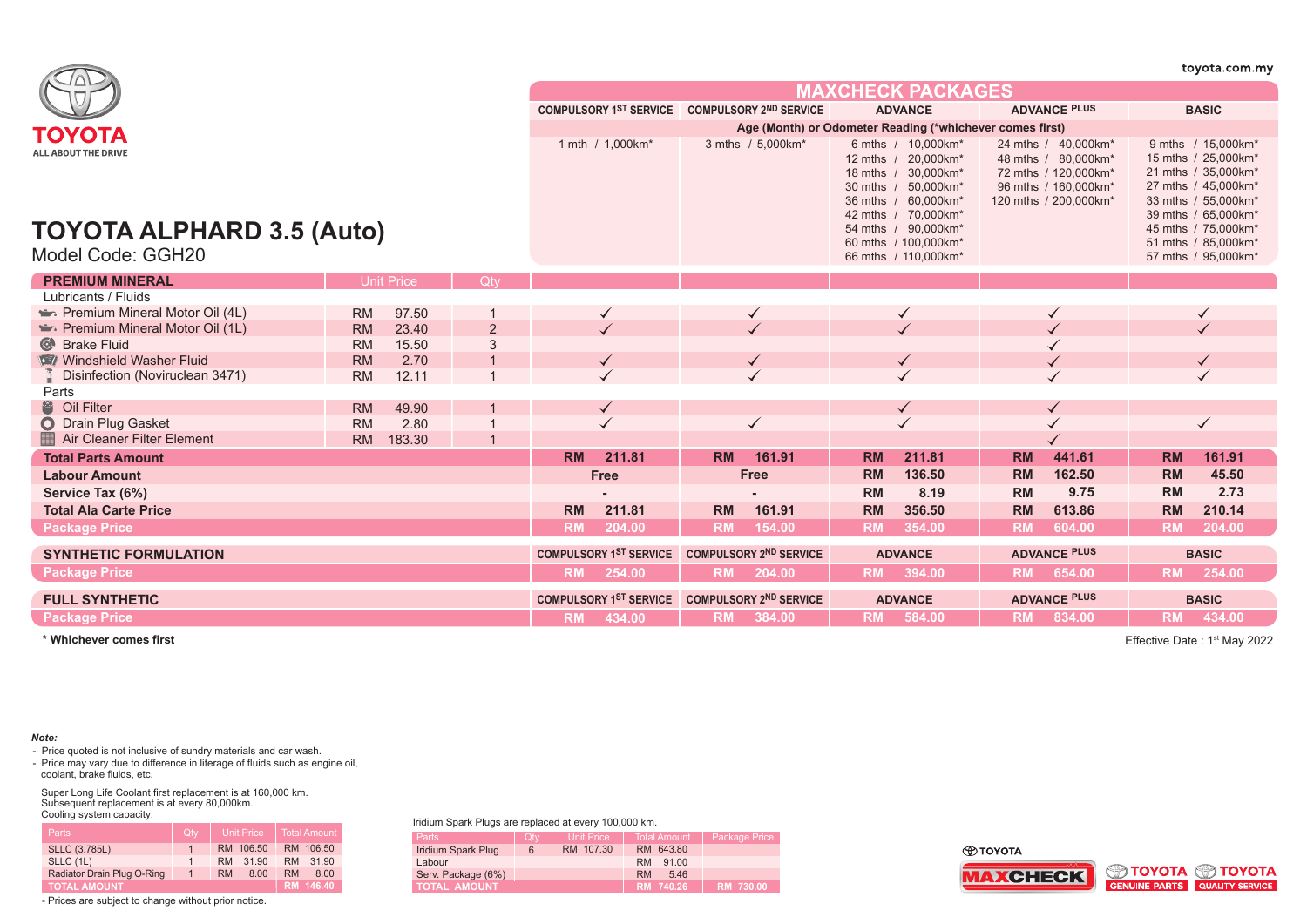toyota.com.my

TOYOTA
ALL ABOUT THE DRIVE

# TOYOTA ALPHARD 3.5 (Auto)

Model Code: GGH20

| | | | MAXCHECK PACKAGES | | | | |
|---|---|---|---|---|---|---|---|
| | | | COMPULSORY 1ST SERVICE | COMPULSORY 2ND SERVICE | ADVANCE | ADVANCE PLUS | BASIC |
| | | | Age (Month) or Odometer Reading (*whichever comes first) | | | | |
| | | | 1 mth / 1,000km* | 3 mths / 5,000km* | 6 mths / 10,000km*<br>12 mths / 20,000km*<br>18 mths / 30,000km*<br>30 mths / 50,000km*<br>36 mths / 60,000km*<br>42 mths / 70,000km*<br>54 mths / 90,000km*<br>60 mths / 100,000km*<br>66 mths / 110,000km* | 24 mths / 40,000km*<br>48 mths / 80,000km*<br>72 mths / 120,000km*<br>96 mths / 160,000km*<br>120 mths / 200,000km* | 9 mths / 15,000km*<br>15 mths / 25,000km*<br>21 mths / 35,000km*<br>27 mths / 45,000km*<br>33 mths / 55,000km*<br>39 mths / 65,000km*<br>45 mths / 75,000km*<br>51 mths / 85,000km*<br>57 mths / 95,000km* |
| **PREMIUM MINERAL** | Unit Price | Qty | | | | | |
| Lubricants / Fluids | | | | | | | |
| Premium Mineral Motor Oil (4L) | RM 97.50 | 1 | ✓ | ✓ | ✓ | ✓ | ✓ |
| Premium Mineral Motor Oil (1L) | RM 23.40 | 2 | ✓ | ✓ | ✓ | ✓ | ✓ |
| Brake Fluid | RM 15.50 | 3 | | | | ✓ | |
| Windshield Washer Fluid | RM 2.70 | 1 | ✓ | ✓ | ✓ | ✓ | ✓ |
| Disinfection (Noviruclean 3471) | RM 12.11 | 1 | ✓ | ✓ | ✓ | ✓ | ✓ |
| Parts | | | | | | | |
| Oil Filter | RM 49.90 | 1 | ✓ | | ✓ | ✓ | |
| Drain Plug Gasket | RM 2.80 | 1 | ✓ | ✓ | ✓ | ✓ | ✓ |
| Air Cleaner Filter Element | RM 183.30 | 1 | | | | ✓ | |
| **Total Parts Amount** | | | RM 211.81 | RM 161.91 | RM 211.81 | RM 441.61 | RM 161.91 |
| **Labour Amount** | | | Free | Free | RM 136.50 | RM 162.50 | RM 45.50 |
| **Service Tax (6%)** | | | - | - | RM 8.19 | RM 9.75 | RM 2.73 |
| **Total Ala Carte Price** | | | RM 211.81 | RM 161.91 | RM 356.50 | RM 613.86 | RM 210.14 |
| **Package Price** | | | RM 204.00 | RM 154.00 | RM 354.00 | RM 604.00 | RM 204.00 |

| SYNTHETIC FORMULATION | COMPULSORY 1ST SERVICE | COMPULSORY 2ND SERVICE | ADVANCE | ADVANCE PLUS | BASIC |
|---|---|---|---|---|---|
| Package Price | RM 254.00 | RM 204.00 | RM 394.00 | RM 654.00 | RM 254.00 |

| FULL SYNTHETIC | COMPULSORY 1ST SERVICE | COMPULSORY 2ND SERVICE | ADVANCE | ADVANCE PLUS | BASIC |
|---|---|---|---|---|---|
| Package Price | RM 434.00 | RM 384.00 | RM 584.00 | RM 834.00 | RM 434.00 |

**\* Whichever comes first**

Effective Date : 1st May 2022

***Note:***

- Price quoted is not inclusive of sundry materials and car wash.
- Price may vary due to difference in literage of fluids such as engine oil, coolant, brake fluids, etc.

Super Long Life Coolant first replacement is at 160,000 km.
Subsequent replacement is at every 80,000km.
Cooling system capacity:

| Parts | Qty | Unit Price | Total Amount |
|---|---|---|---|
| SLLC (3.785L) | 1 | RM 106.50 | RM 106.50 |
| SLLC (1L) | 1 | RM 31.90 | RM 31.90 |
| Radiator Drain Plug O-Ring | 1 | RM 8.00 | RM 8.00 |
| TOTAL AMOUNT | | | RM 146.40 |

- Prices are subject to change without prior notice.

Iridium Spark Plugs are replaced at every 100,000 km.

| Parts | Qty | Unit Price | Total Amount | Package Price |
|---|---|---|---|---|
| Iridium Spark Plug | 6 | RM 107.30 | RM 643.80 | |
| Labour | | | RM 91.00 | |
| Serv. Package (6%) | | | RM 5.46 | |
| TOTAL AMOUNT | | | RM 740.26 | RM 730.00 |

TOYOTA MAXCHECK | TOYOTA GENUINE PARTS | TOYOTA QUALITY SERVICE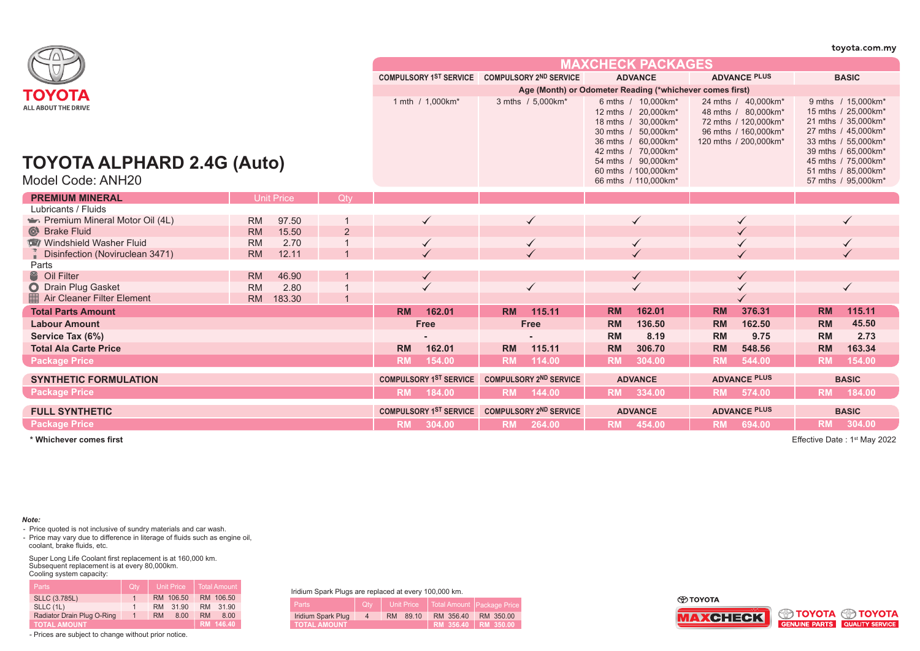toyota.com.my

TOYOTA
ALL ABOUT THE DRIVE

# TOYOTA ALPHARD 2.4G (Auto)

Model Code: ANH20

| | | | MAXCHECK PACKAGES | | | | |
|---|---|---|---|---|---|---|---|
| | | | COMPULSORY 1ST SERVICE | COMPULSORY 2ND SERVICE | ADVANCE | ADVANCE PLUS | BASIC |
| | | | Age (Month) or Odometer Reading (*whichever comes first) | | | | |
| | | | 1 mth / 1,000km* | 3 mths / 5,000km* | 6 mths / 10,000km*<br>12 mths / 20,000km*<br>18 mths / 30,000km*<br>30 mths / 50,000km*<br>36 mths / 60,000km*<br>42 mths / 70,000km*<br>54 mths / 90,000km*<br>60 mths / 100,000km*<br>66 mths / 110,000km* | 24 mths / 40,000km*<br>48 mths / 80,000km*<br>72 mths / 120,000km*<br>96 mths / 160,000km*<br>120 mths / 200,000km* | 9 mths / 15,000km*<br>15 mths / 25,000km*<br>21 mths / 35,000km*<br>27 mths / 45,000km*<br>33 mths / 55,000km*<br>39 mths / 65,000km*<br>45 mths / 75,000km*<br>51 mths / 85,000km*<br>57 mths / 95,000km* |
| **PREMIUM MINERAL** | Unit Price | Qty | | | | | |
| Lubricants / Fluids | | | | | | | |
| Premium Mineral Motor Oil (4L) | RM 97.50 | 1 | ✓ | ✓ | ✓ | ✓ | ✓ |
| Brake Fluid | RM 15.50 | 2 | | | | ✓ | |
| Windshield Washer Fluid | RM 2.70 | 1 | ✓ | ✓ | ✓ | ✓ | ✓ |
| Disinfection (Noviruclean 3471) | RM 12.11 | 1 | ✓ | ✓ | ✓ | ✓ | ✓ |
| Parts | | | | | | | |
| Oil Filter | RM 46.90 | 1 | ✓ | | ✓ | ✓ | |
| Drain Plug Gasket | RM 2.80 | 1 | ✓ | ✓ | ✓ | ✓ | ✓ |
| Air Cleaner Filter Element | RM 183.30 | 1 | | | | ✓ | |
| **Total Parts Amount** | | | RM 162.01 | RM 115.11 | RM 162.01 | RM 376.31 | RM 115.11 |
| **Labour Amount** | | | Free | Free | RM 136.50 | RM 162.50 | RM 45.50 |
| **Service Tax (6%)** | | | - | - | RM 8.19 | RM 9.75 | RM 2.73 |
| **Total Ala Carte Price** | | | RM 162.01 | RM 115.11 | RM 306.70 | RM 548.56 | RM 163.34 |
| **Package Price** | | | RM 154.00 | RM 114.00 | RM 304.00 | RM 544.00 | RM 154.00 |

| SYNTHETIC FORMULATION | COMPULSORY 1ST SERVICE | COMPULSORY 2ND SERVICE | ADVANCE | ADVANCE PLUS | BASIC |
|---|---|---|---|---|---|
| **Package Price** | RM 184.00 | RM 144.00 | RM 334.00 | RM 574.00 | RM 184.00 |

| FULL SYNTHETIC | COMPULSORY 1ST SERVICE | COMPULSORY 2ND SERVICE | ADVANCE | ADVANCE PLUS | BASIC |
|---|---|---|---|---|---|
| **Package Price** | RM 304.00 | RM 264.00 | RM 454.00 | RM 694.00 | RM 304.00 |

**\* Whichever comes first**

Effective Date : 1st May 2022

***Note:***

- Price quoted is not inclusive of sundry materials and car wash.
- Price may vary due to difference in literage of fluids such as engine oil, coolant, brake fluids, etc.

Super Long Life Coolant first replacement is at 160,000 km.
Subsequent replacement is at every 80,000km.
Cooling system capacity:

| Parts | Qty | Unit Price | Total Amount |
|---|---|---|---|
| SLLC (3.785L) | 1 | RM 106.50 | RM 106.50 |
| SLLC (1L) | 1 | RM 31.90 | RM 31.90 |
| Radiator Drain Plug O-Ring | 1 | RM 8.00 | RM 8.00 |
| **TOTAL AMOUNT** | | | **RM 146.40** |

- Prices are subject to change without prior notice.

Iridium Spark Plugs are replaced at every 100,000 km.

| Parts | Qty | Unit Price | Total Amount | Package Price |
|---|---|---|---|---|
| Iridium Spark Plug | 4 | RM 89.10 | RM 356.40 | RM 350.00 |
| **TOTAL AMOUNT** | | | **RM 356.40** | **RM 350.00** |

TOYOTA MAXCHECK | TOYOTA GENUINE PARTS | TOYOTA QUALITY SERVICE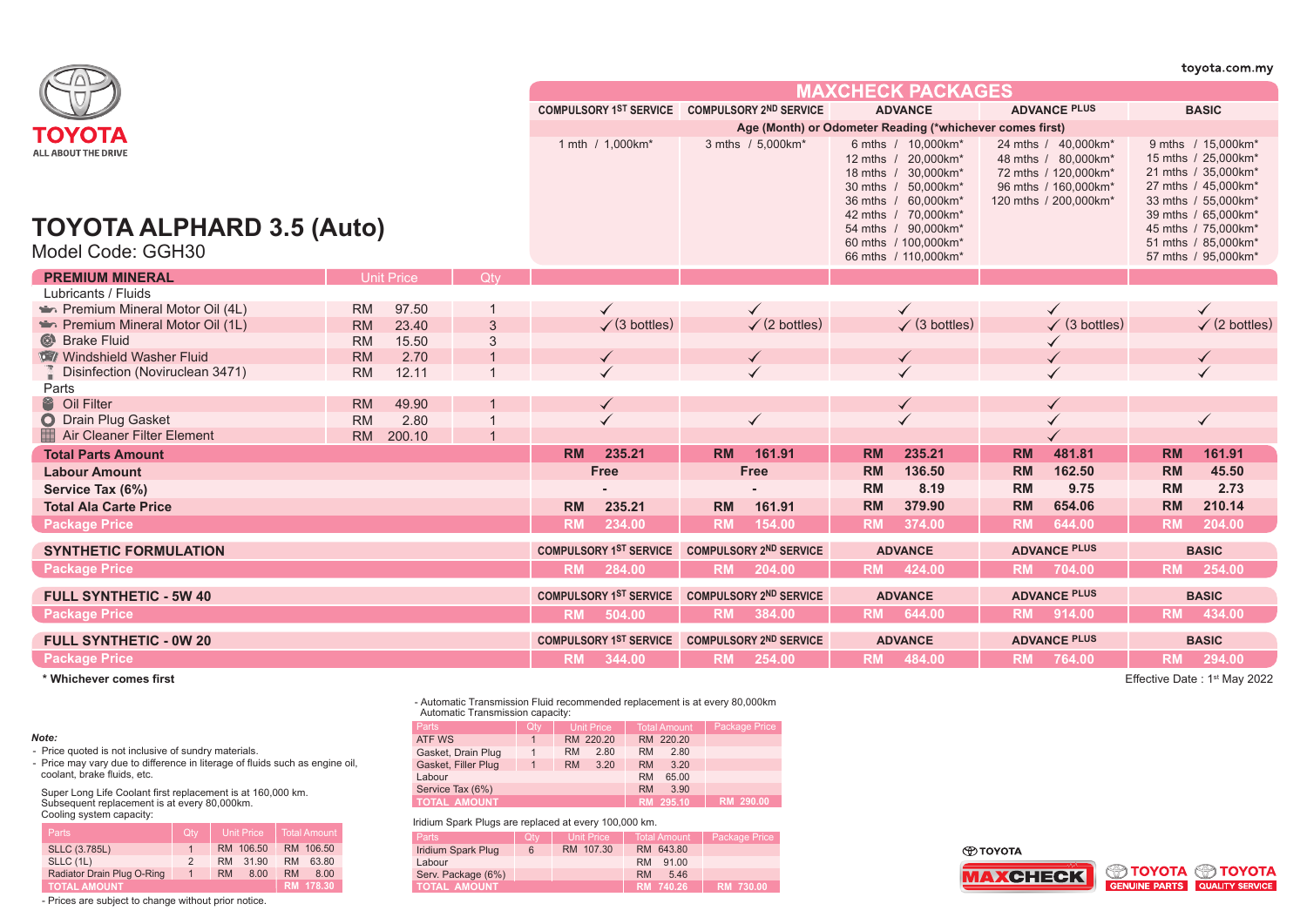toyota.com.my

TOYOTA
ALL ABOUT THE DRIVE

# TOYOTA ALPHARD 3.5 (Auto)

Model Code: GGH30

| | | | MAXCHECK PACKAGES | | | | |
|---|---|---|---|---|---|---|---|
| | | | COMPULSORY 1ST SERVICE | COMPULSORY 2ND SERVICE | ADVANCE | ADVANCE PLUS | BASIC |
| | | | Age (Month) or Odometer Reading (*whichever comes first) | | | | |
| | | | 1 mth / 1,000km* | 3 mths / 5,000km* | 6 mths / 10,000km*<br>12 mths / 20,000km*<br>18 mths / 30,000km*<br>30 mths / 50,000km*<br>36 mths / 60,000km*<br>42 mths / 70,000km*<br>54 mths / 90,000km*<br>60 mths / 100,000km*<br>66 mths / 110,000km* | 24 mths / 40,000km*<br>48 mths / 80,000km*<br>72 mths / 120,000km*<br>96 mths / 160,000km*<br>120 mths / 200,000km* | 9 mths / 15,000km*<br>15 mths / 25,000km*<br>21 mths / 35,000km*<br>27 mths / 45,000km*<br>33 mths / 55,000km*<br>39 mths / 65,000km*<br>45 mths / 75,000km*<br>51 mths / 85,000km*<br>57 mths / 95,000km* |
| **PREMIUM MINERAL** | Unit Price | Qty | | | | | |
| Lubricants / Fluids | | | | | | | |
| Premium Mineral Motor Oil (4L) | RM 97.50 | 1 | ✓ | ✓ | ✓ | ✓ | ✓ |
| Premium Mineral Motor Oil (1L) | RM 23.40 | 3 | ✓ (3 bottles) | ✓ (2 bottles) | ✓ (3 bottles) | ✓ (3 bottles) | ✓ (2 bottles) |
| Brake Fluid | RM 15.50 | 3 | | | | ✓ | |
| Windshield Washer Fluid | RM 2.70 | 1 | ✓ | ✓ | ✓ | ✓ | ✓ |
| Disinfection (Noviruclean 3471) | RM 12.11 | 1 | ✓ | ✓ | ✓ | ✓ | ✓ |
| Parts | | | | | | | |
| Oil Filter | RM 49.90 | 1 | ✓ | | ✓ | ✓ | |
| Drain Plug Gasket | RM 2.80 | 1 | ✓ | ✓ | ✓ | ✓ | ✓ |
| Air Cleaner Filter Element | RM 200.10 | 1 | | | | ✓ | |
| **Total Parts Amount** | | | RM 235.21 | RM 161.91 | RM 235.21 | RM 481.81 | RM 161.91 |
| **Labour Amount** | | | Free | Free | RM 136.50 | RM 162.50 | RM 45.50 |
| **Service Tax (6%)** | | | - | - | RM 8.19 | RM 9.75 | RM 2.73 |
| **Total Ala Carte Price** | | | RM 235.21 | RM 161.91 | RM 379.90 | RM 654.06 | RM 210.14 |
| **Package Price** | | | RM 234.00 | RM 154.00 | RM 374.00 | RM 644.00 | RM 204.00 |
| **SYNTHETIC FORMULATION** | | | COMPULSORY 1ST SERVICE | COMPULSORY 2ND SERVICE | ADVANCE | ADVANCE PLUS | BASIC |
| **Package Price** | | | RM 284.00 | RM 204.00 | RM 424.00 | RM 704.00 | RM 254.00 |
| **FULL SYNTHETIC - 5W 40** | | | COMPULSORY 1ST SERVICE | COMPULSORY 2ND SERVICE | ADVANCE | ADVANCE PLUS | BASIC |
| **Package Price** | | | RM 504.00 | RM 384.00 | RM 644.00 | RM 914.00 | RM 434.00 |
| **FULL SYNTHETIC - 0W 20** | | | COMPULSORY 1ST SERVICE | COMPULSORY 2ND SERVICE | ADVANCE | ADVANCE PLUS | BASIC |
| **Package Price** | | | RM 344.00 | RM 254.00 | RM 484.00 | RM 764.00 | RM 294.00 |

**\* Whichever comes first**

Effective Date : 1st May 2022

***Note:***

- Price quoted is not inclusive of sundry materials.
- Price may vary due to difference in literage of fluids such as engine oil, coolant, brake fluids, etc.

Super Long Life Coolant first replacement is at 160,000 km.
Subsequent replacement is at every 80,000km.
Cooling system capacity:

| Parts | Qty | Unit Price | Total Amount |
|---|---|---|---|
| SLLC (3.785L) | 1 | RM 106.50 | RM 106.50 |
| SLLC (1L) | 2 | RM 31.90 | RM 63.80 |
| Radiator Drain Plug O-Ring | 1 | RM 8.00 | RM 8.00 |
| TOTAL AMOUNT | | | RM 178.30 |

- Prices are subject to change without prior notice.

- Automatic Transmission Fluid recommended replacement is at every 80,000km
  Automatic Transmission capacity:

| Parts | Qty | Unit Price | Total Amount | Package Price |
|---|---|---|---|---|
| ATF WS | 1 | RM 220.20 | RM 220.20 | |
| Gasket, Drain Plug | 1 | RM 2.80 | RM 2.80 | |
| Gasket, Filler Plug | 1 | RM 3.20 | RM 3.20 | |
| Labour | | | RM 65.00 | |
| Service Tax (6%) | | | RM 3.90 | |
| TOTAL AMOUNT | | | RM 295.10 | RM 290.00 |

Iridium Spark Plugs are replaced at every 100,000 km.

| Parts | Qty | Unit Price | Total Amount | Package Price |
|---|---|---|---|---|
| Iridium Spark Plug | 6 | RM 107.30 | RM 643.80 | |
| Labour | | | RM 91.00 | |
| Serv. Package (6%) | | | RM 5.46 | |
| TOTAL AMOUNT | | | RM 740.26 | RM 730.00 |

TOYOTA MAXCHECK | TOYOTA GENUINE PARTS | TOYOTA QUALITY SERVICE